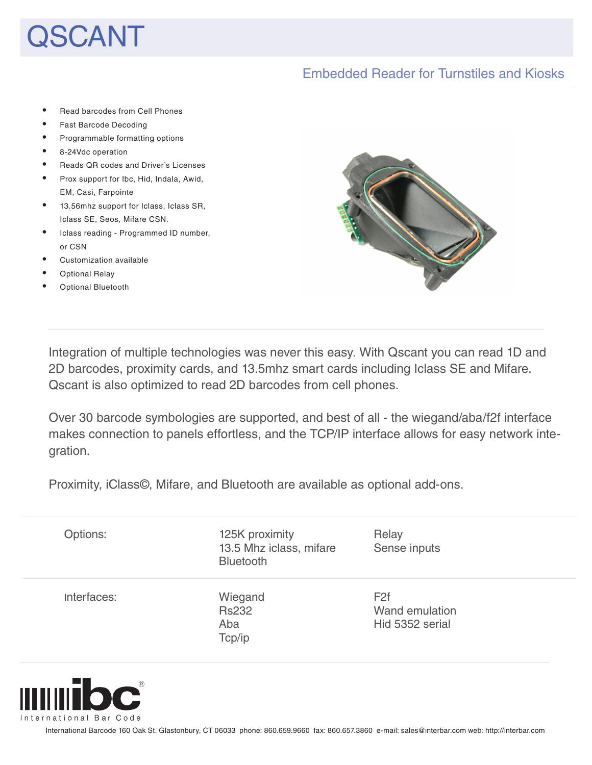# QSCANT

## Embedded Reader for Turnstiles and Kiosks

- Read barcodes from Cell Phones
- Fast Barcode Decoding
- Programmable formatting options
- 8-24Vdc operation
- Reads QR codes and Driver's Licenses
- Prox support for Ibc, Hid, Indala, Awid, EM, Casi, Farpointe
- 13.56mhz support for Iclass, Iclass SR, Iclass SE, Seos, Mifare CSN.
- Iclass reading - Programmed ID number, or CSN
- Customization available
- Optional Relay
- Optional Bluetooth

Integration of multiple technologies was never this easy. With Qscant you can read 1D and 2D barcodes, proximity cards, and 13.5mhz smart cards including Iclass SE and Mifare. Qscant is also optimized to read 2D barcodes from cell phones.

Over 30 barcode symbologies are supported, and best of all - the wiegand/aba/f2f interface makes connection to panels effortless, and the TCP/IP interface allows for easy network integration.

Proximity, iClass©, Mifare, and Bluetooth are available as optional add-ons.

| | | |
|---|---|---|
| Options: | 125K proximity<br>13.5 Mhz iclass, mifare<br>Bluetooth | Relay<br>Sense inputs |
| Interfaces: | Wiegand<br>Rs232<br>Aba<br>Tcp/ip | F2f<br>Wand emulation<br>Hid 5352 serial |

ibc® International Bar Code

International Barcode 160 Oak St. Glastonbury, CT 06033 phone: 860.659.9660 fax: 860.657.3860 e-mail: sales@interbar.com web: http://interbar.com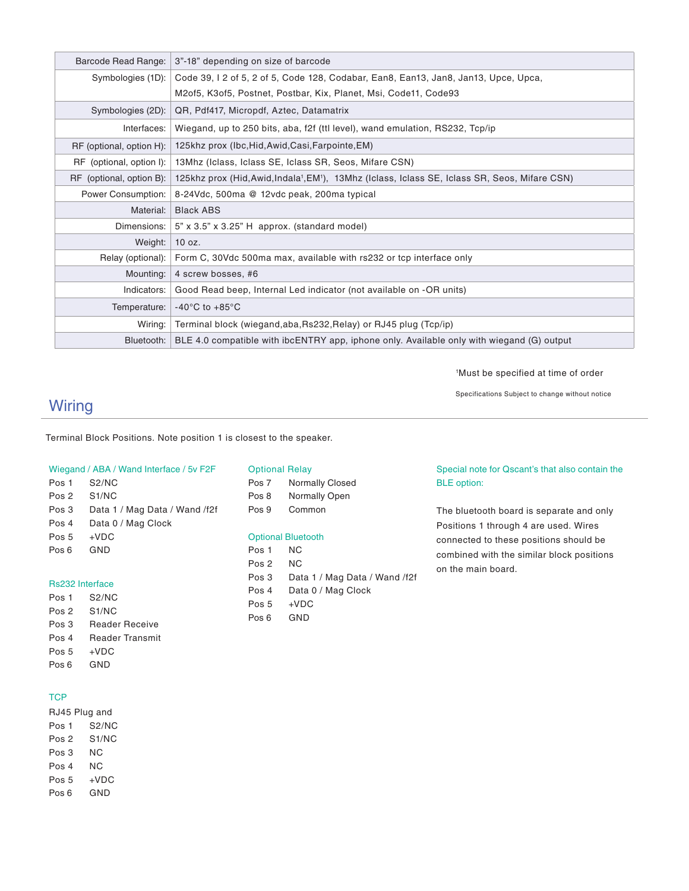| | |
|---|---|
| Barcode Read Range: | 3"-18" depending on size of barcode |
| Symbologies (1D): | Code 39, I 2 of 5, 2 of 5, Code 128, Codabar, Ean8, Ean13, Jan8, Jan13, Upce, Upca, M2of5, K3of5, Postnet, Postbar, Kix, Planet, Msi, Code11, Code93 |
| Symbologies (2D): | QR, Pdf417, Micropdf, Aztec, Datamatrix |
| Interfaces: | Wiegand, up to 250 bits, aba, f2f (ttl level), wand emulation, RS232, Tcp/ip |
| RF (optional, option H): | 125khz prox (Ibc,Hid,Awid,Casi,Farpointe,EM) |
| RF (optional, option I): | 13Mhz (Iclass, Iclass SE, Iclass SR, Seos, Mifare CSN) |
| RF (optional, option B): | 125khz prox (Hid,Awid,Indala[1],EM[1]), 13Mhz (Iclass, Iclass SE, Iclass SR, Seos, Mifare CSN) |
| Power Consumption: | 8-24Vdc, 500ma @ 12vdc peak, 200ma typical |
| Material: | Black ABS |
| Dimensions: | 5" x 3.5" x 3.25" H approx. (standard model) |
| Weight: | 10 oz. |
| Relay (optional): | Form C, 30Vdc 500ma max, available with rs232 or tcp interface only |
| Mounting: | 4 screw bosses, #6 |
| Indicators: | Good Read beep, Internal Led indicator (not available on -OR units) |
| Temperature: | -40°C to +85°C |
| Wiring: | Terminal block (wiegand,aba,Rs232,Relay) or RJ45 plug (Tcp/ip) |
| Bluetooth: | BLE 4.0 compatible with ibcENTRY app, iphone only. Available only with wiegand (G) output |

[1]Must be specified at time of order

Specifications Subject to change without notice

## Wiring

Terminal Block Positions. Note position 1 is closest to the speaker.

### Wiegand / ABA / Wand Interface / 5v F2F

Pos 1 S2/NC
Pos 2 S1/NC
Pos 3 Data 1 / Mag Data / Wand /f2f
Pos 4 Data 0 / Mag Clock
Pos 5 +VDC
Pos 6 GND

### Rs232 Interface

Pos 1 S2/NC
Pos 2 S1/NC
Pos 3 Reader Receive
Pos 4 Reader Transmit
Pos 5 +VDC
Pos 6 GND

### TCP

RJ45 Plug and
Pos 1 S2/NC
Pos 2 S1/NC
Pos 3 NC
Pos 4 NC
Pos 5 +VDC
Pos 6 GND

### Optional Relay

Pos 7 Normally Closed
Pos 8 Normally Open
Pos 9 Common

### Optional Bluetooth

Pos 1 NC
Pos 2 NC
Pos 3 Data 1 / Mag Data / Wand /f2f
Pos 4 Data 0 / Mag Clock
Pos 5 +VDC
Pos 6 GND

### Special note for Qscant's that also contain the BLE option:

The bluetooth board is separate and only Positions 1 through 4 are used. Wires connected to these positions should be combined with the similar block positions on the main board.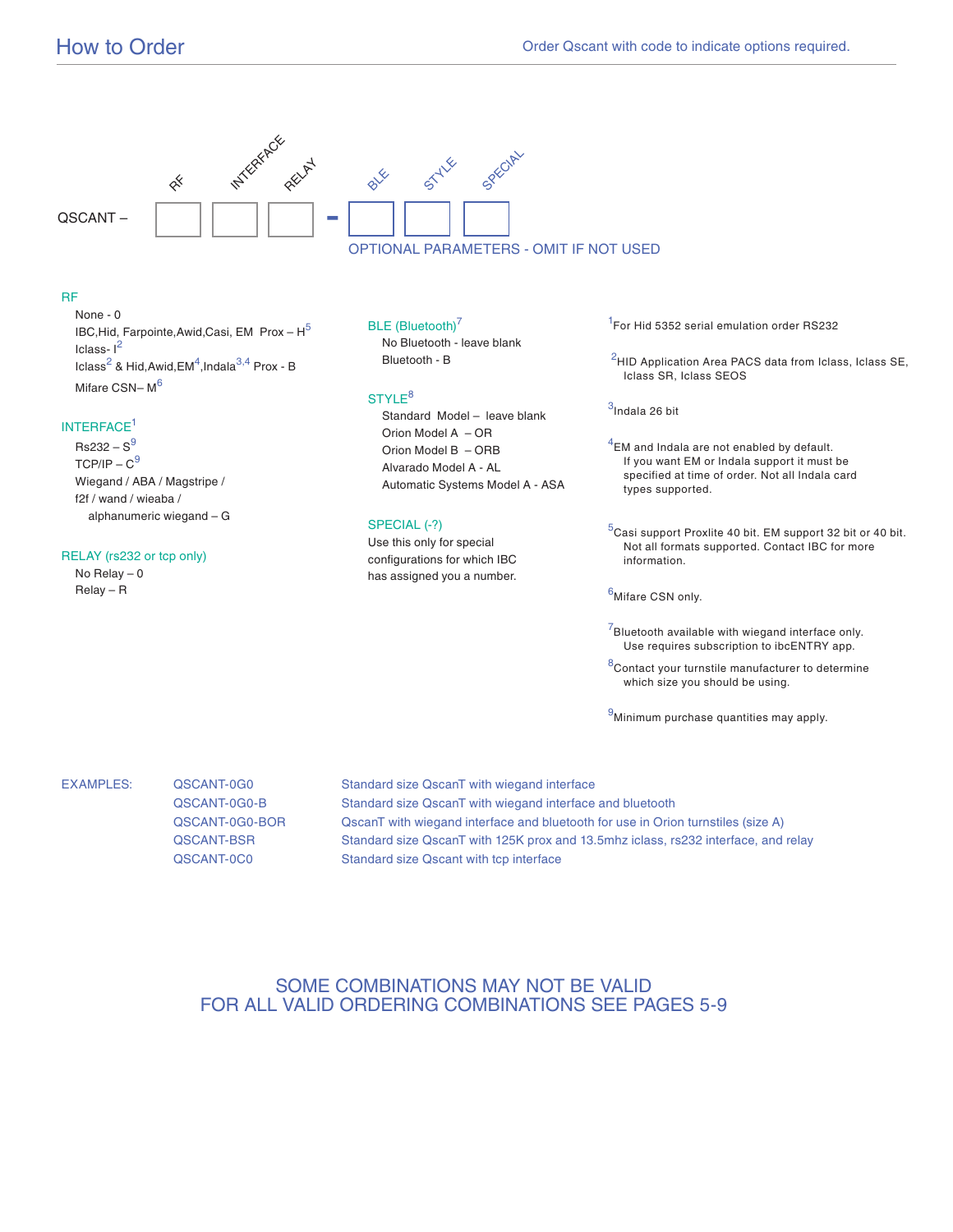## How to Order

Order Qscant with code to indicate options required.

QSCANT – [RF] [INTERFACE] [RELAY] - [BLE] [STYLE] [SPECIAL]

OPTIONAL PARAMETERS - OMIT IF NOT USED

### RF

- None - 0
- IBC,Hid, Farpointe,Awid,Casi, EM Prox – H[5]
- Iclass- I[2]
- Iclass[2] & Hid,Awid,EM[4],Indala[3,4] Prox - B
- Mifare CSN– M[6]

### INTERFACE[1]

- Rs232 – S[9]
- TCP/IP – C[9]
- Wiegand / ABA / Magstripe / f2f / wand / wieaba / alphanumeric wiegand – G

### RELAY (rs232 or tcp only)

- No Relay – 0
- Relay – R

### BLE (Bluetooth)[7]

- No Bluetooth - leave blank
- Bluetooth - B

### STYLE[8]

- Standard Model – leave blank
- Orion Model A – OR
- Orion Model B – ORB
- Alvarado Model A - AL
- Automatic Systems Model A - ASA

### SPECIAL (-?)

Use this only for special configurations for which IBC has assigned you a number.

[1]For Hid 5352 serial emulation order RS232

[2]HID Application Area PACS data from Iclass, Iclass SE, Iclass SR, Iclass SEOS

[3]Indala 26 bit

[4]EM and Indala are not enabled by default. If you want EM or Indala support it must be specified at time of order. Not all Indala card types supported.

[5]Casi support Proxlite 40 bit. EM support 32 bit or 40 bit. Not all formats supported. Contact IBC for more information.

[6]Mifare CSN only.

[7]Bluetooth available with wiegand interface only. Use requires subscription to ibcENTRY app.

[8]Contact your turnstile manufacturer to determine which size you should be using.

[9]Minimum purchase quantities may apply.

### EXAMPLES:

| Code | Description |
|---|---|
| QSCANT-0G0 | Standard size QscanT with wiegand interface |
| QSCANT-0G0-B | Standard size QscanT with wiegand interface and bluetooth |
| QSCANT-0G0-BOR | QscanT with wiegand interface and bluetooth for use in Orion turnstiles (size A) |
| QSCANT-BSR | Standard size QscanT with 125K prox and 13.5mhz iclass, rs232 interface, and relay |
| QSCANT-0C0 | Standard size Qscant with tcp interface |

SOME COMBINATIONS MAY NOT BE VALID
FOR ALL VALID ORDERING COMBINATIONS SEE PAGES 5-9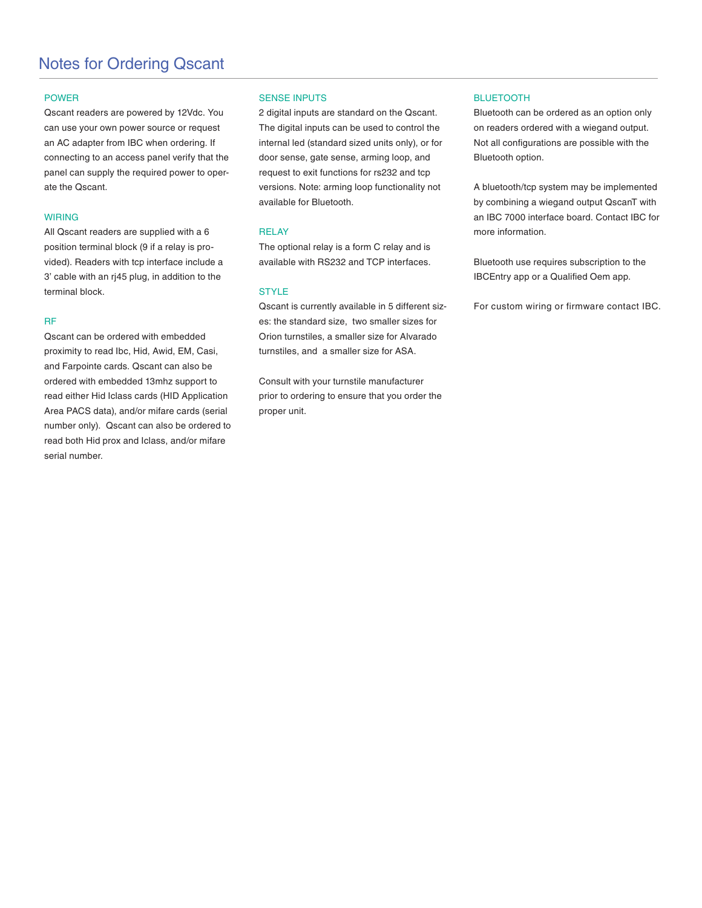# Notes for Ordering Qscant

## POWER

Qscant readers are powered by 12Vdc. You can use your own power source or request an AC adapter from IBC when ordering. If connecting to an access panel verify that the panel can supply the required power to operate the Qscant.

## WIRING

All Qscant readers are supplied with a 6 position terminal block (9 if a relay is provided). Readers with tcp interface include a 3' cable with an rj45 plug, in addition to the terminal block.

## RF

Qscant can be ordered with embedded proximity to read Ibc, Hid, Awid, EM, Casi, and Farpointe cards. Qscant can also be ordered with embedded 13mhz support to read either Hid Iclass cards (HID Application Area PACS data), and/or mifare cards (serial number only). Qscant can also be ordered to read both Hid prox and Iclass, and/or mifare serial number.

## SENSE INPUTS

2 digital inputs are standard on the Qscant. The digital inputs can be used to control the internal led (standard sized units only), or for door sense, gate sense, arming loop, and request to exit functions for rs232 and tcp versions. Note: arming loop functionality not available for Bluetooth.

## RELAY

The optional relay is a form C relay and is available with RS232 and TCP interfaces.

## STYLE

Qscant is currently available in 5 different sizes: the standard size, two smaller sizes for Orion turnstiles, a smaller size for Alvarado turnstiles, and a smaller size for ASA.

Consult with your turnstile manufacturer prior to ordering to ensure that you order the proper unit.

## BLUETOOTH

Bluetooth can be ordered as an option only on readers ordered with a wiegand output. Not all configurations are possible with the Bluetooth option.

A bluetooth/tcp system may be implemented by combining a wiegand output QscanT with an IBC 7000 interface board. Contact IBC for more information.

Bluetooth use requires subscription to the IBCEntry app or a Qualified Oem app.

For custom wiring or firmware contact IBC.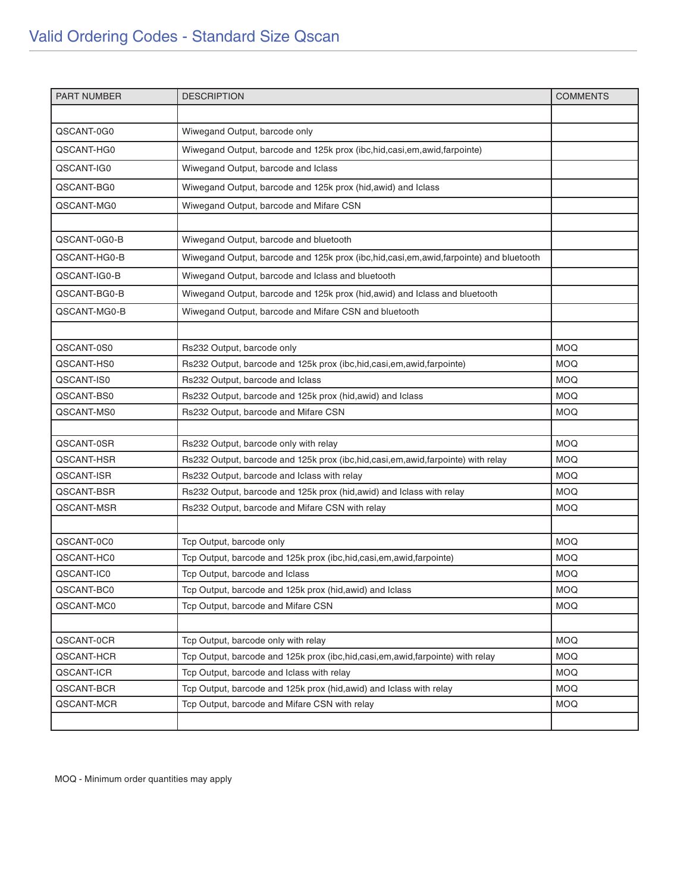## Valid Ordering Codes - Standard Size Qscan

| PART NUMBER | DESCRIPTION | COMMENTS |
|---|---|---|
| | | |
| QSCANT-0G0 | Wiwegand Output, barcode only | |
| QSCANT-HG0 | Wiwegand Output, barcode and 125k prox (ibc,hid,casi,em,awid,farpointe) | |
| QSCANT-IG0 | Wiwegand Output, barcode and Iclass | |
| QSCANT-BG0 | Wiwegand Output, barcode and 125k prox (hid,awid) and Iclass | |
| QSCANT-MG0 | Wiwegand Output, barcode and Mifare CSN | |
| | | |
| QSCANT-0G0-B | Wiwegand Output, barcode and bluetooth | |
| QSCANT-HG0-B | Wiwegand Output, barcode and 125k prox (ibc,hid,casi,em,awid,farpointe) and bluetooth | |
| QSCANT-IG0-B | Wiwegand Output, barcode and Iclass and bluetooth | |
| QSCANT-BG0-B | Wiwegand Output, barcode and 125k prox (hid,awid) and Iclass and bluetooth | |
| QSCANT-MG0-B | Wiwegand Output, barcode and Mifare CSN and bluetooth | |
| | | |
| QSCANT-0S0 | Rs232 Output, barcode only | MOQ |
| QSCANT-HS0 | Rs232 Output, barcode and 125k prox (ibc,hid,casi,em,awid,farpointe) | MOQ |
| QSCANT-IS0 | Rs232 Output, barcode and Iclass | MOQ |
| QSCANT-BS0 | Rs232 Output, barcode and 125k prox (hid,awid) and Iclass | MOQ |
| QSCANT-MS0 | Rs232 Output, barcode and Mifare CSN | MOQ |
| | | |
| QSCANT-0SR | Rs232 Output, barcode only with relay | MOQ |
| QSCANT-HSR | Rs232 Output, barcode and 125k prox (ibc,hid,casi,em,awid,farpointe) with relay | MOQ |
| QSCANT-ISR | Rs232 Output, barcode and Iclass with relay | MOQ |
| QSCANT-BSR | Rs232 Output, barcode and 125k prox (hid,awid) and Iclass with relay | MOQ |
| QSCANT-MSR | Rs232 Output, barcode and Mifare CSN with relay | MOQ |
| | | |
| QSCANT-0C0 | Tcp Output, barcode only | MOQ |
| QSCANT-HC0 | Tcp Output, barcode and 125k prox (ibc,hid,casi,em,awid,farpointe) | MOQ |
| QSCANT-IC0 | Tcp Output, barcode and Iclass | MOQ |
| QSCANT-BC0 | Tcp Output, barcode and 125k prox (hid,awid) and Iclass | MOQ |
| QSCANT-MC0 | Tcp Output, barcode and Mifare CSN | MOQ |
| | | |
| QSCANT-0CR | Tcp Output, barcode only with relay | MOQ |
| QSCANT-HCR | Tcp Output, barcode and 125k prox (ibc,hid,casi,em,awid,farpointe) with relay | MOQ |
| QSCANT-ICR | Tcp Output, barcode and Iclass with relay | MOQ |
| QSCANT-BCR | Tcp Output, barcode and 125k prox (hid,awid) and Iclass with relay | MOQ |
| QSCANT-MCR | Tcp Output, barcode and Mifare CSN with relay | MOQ |
| | | |

MOQ - Minimum order quantities may apply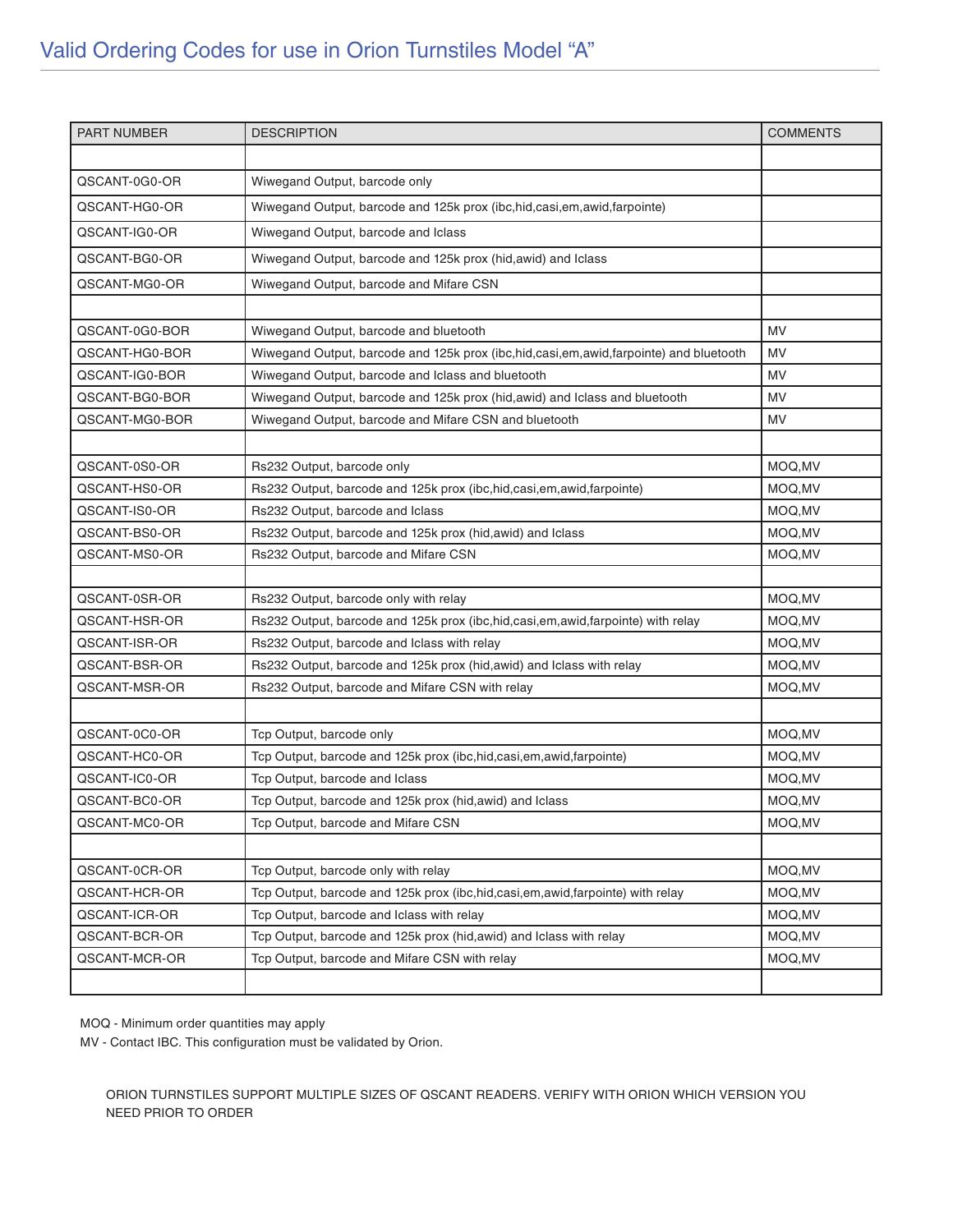# Valid Ordering Codes for use in Orion Turnstiles Model “A”

| PART NUMBER | DESCRIPTION | COMMENTS |
| --- | --- | --- |
| | | |
| QSCANT-0G0-OR | Wiwegand Output, barcode only | |
| QSCANT-HG0-OR | Wiwegand Output, barcode and 125k prox (ibc,hid,casi,em,awid,farpointe) | |
| QSCANT-IG0-OR | Wiwegand Output, barcode and Iclass | |
| QSCANT-BG0-OR | Wiwegand Output, barcode and 125k prox (hid,awid) and Iclass | |
| QSCANT-MG0-OR | Wiwegand Output, barcode and Mifare CSN | |
| | | |
| QSCANT-0G0-BOR | Wiwegand Output, barcode and bluetooth | MV |
| QSCANT-HG0-BOR | Wiwegand Output, barcode and 125k prox (ibc,hid,casi,em,awid,farpointe) and bluetooth | MV |
| QSCANT-IG0-BOR | Wiwegand Output, barcode and Iclass and bluetooth | MV |
| QSCANT-BG0-BOR | Wiwegand Output, barcode and 125k prox (hid,awid) and Iclass and bluetooth | MV |
| QSCANT-MG0-BOR | Wiwegand Output, barcode and Mifare CSN and bluetooth | MV |
| | | |
| QSCANT-0S0-OR | Rs232 Output, barcode only | MOQ,MV |
| QSCANT-HS0-OR | Rs232 Output, barcode and 125k prox (ibc,hid,casi,em,awid,farpointe) | MOQ,MV |
| QSCANT-IS0-OR | Rs232 Output, barcode and Iclass | MOQ,MV |
| QSCANT-BS0-OR | Rs232 Output, barcode and 125k prox (hid,awid) and Iclass | MOQ,MV |
| QSCANT-MS0-OR | Rs232 Output, barcode and Mifare CSN | MOQ,MV |
| | | |
| QSCANT-0SR-OR | Rs232 Output, barcode only with relay | MOQ,MV |
| QSCANT-HSR-OR | Rs232 Output, barcode and 125k prox (ibc,hid,casi,em,awid,farpointe) with relay | MOQ,MV |
| QSCANT-ISR-OR | Rs232 Output, barcode and Iclass with relay | MOQ,MV |
| QSCANT-BSR-OR | Rs232 Output, barcode and 125k prox (hid,awid) and Iclass with relay | MOQ,MV |
| QSCANT-MSR-OR | Rs232 Output, barcode and Mifare CSN with relay | MOQ,MV |
| | | |
| QSCANT-0C0-OR | Tcp Output, barcode only | MOQ,MV |
| QSCANT-HC0-OR | Tcp Output, barcode and 125k prox (ibc,hid,casi,em,awid,farpointe) | MOQ,MV |
| QSCANT-IC0-OR | Tcp Output, barcode and Iclass | MOQ,MV |
| QSCANT-BC0-OR | Tcp Output, barcode and 125k prox (hid,awid) and Iclass | MOQ,MV |
| QSCANT-MC0-OR | Tcp Output, barcode and Mifare CSN | MOQ,MV |
| | | |
| QSCANT-0CR-OR | Tcp Output, barcode only with relay | MOQ,MV |
| QSCANT-HCR-OR | Tcp Output, barcode and 125k prox (ibc,hid,casi,em,awid,farpointe) with relay | MOQ,MV |
| QSCANT-ICR-OR | Tcp Output, barcode and Iclass with relay | MOQ,MV |
| QSCANT-BCR-OR | Tcp Output, barcode and 125k prox (hid,awid) and Iclass with relay | MOQ,MV |
| QSCANT-MCR-OR | Tcp Output, barcode and Mifare CSN with relay | MOQ,MV |
| | | |

MOQ - Minimum order quantities may apply
MV - Contact IBC. This configuration must be validated by Orion.

ORION TURNSTILES SUPPORT MULTIPLE SIZES OF QSCANT READERS. VERIFY WITH ORION WHICH VERSION YOU NEED PRIOR TO ORDER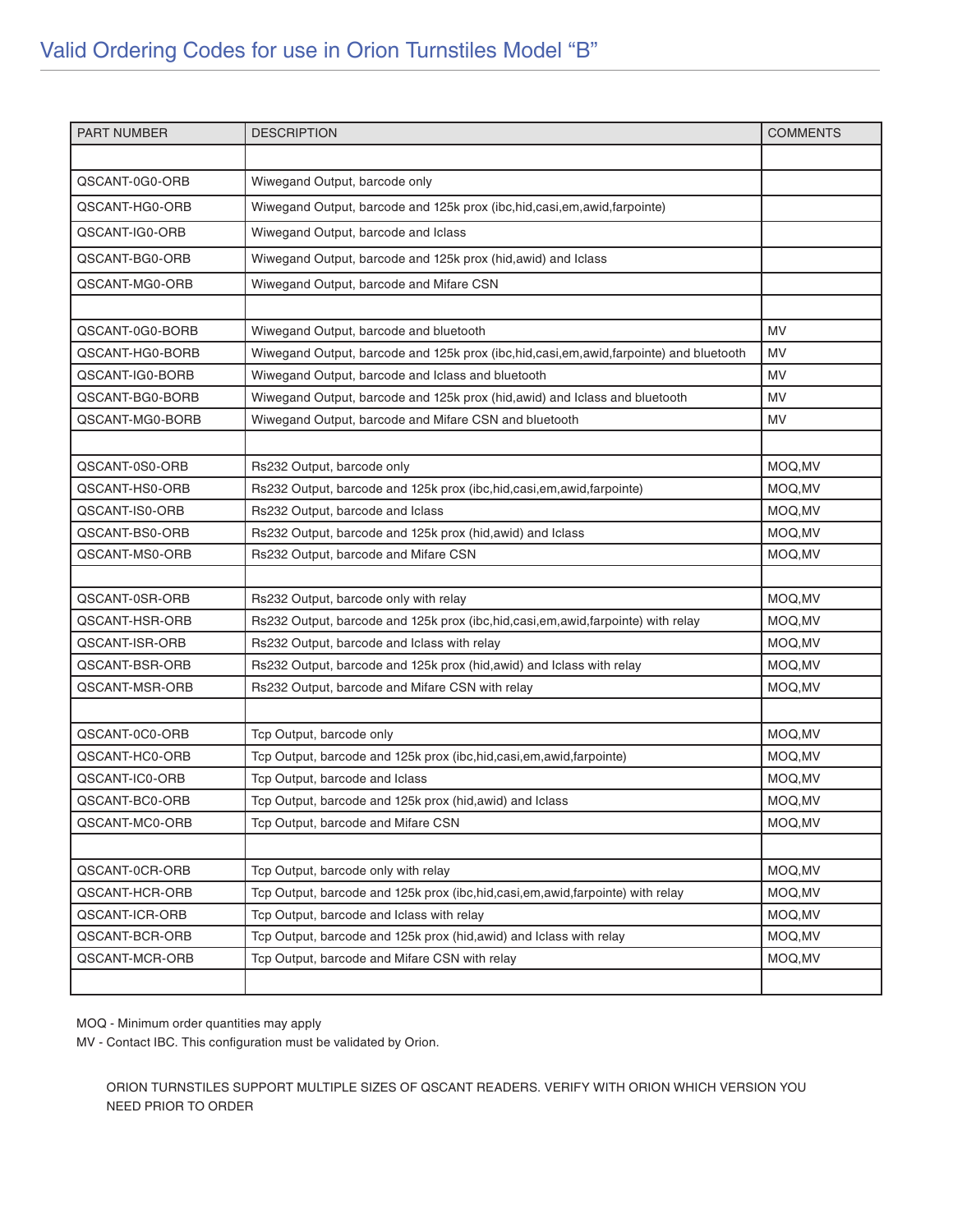# Valid Ordering Codes for use in Orion Turnstiles Model “B”

| PART NUMBER | DESCRIPTION | COMMENTS |
|---|---|---|
| | | |
| QSCANT-0G0-ORB | Wiwegand Output, barcode only | |
| QSCANT-HG0-ORB | Wiwegand Output, barcode and 125k prox (ibc,hid,casi,em,awid,farpointe) | |
| QSCANT-IG0-ORB | Wiwegand Output, barcode and Iclass | |
| QSCANT-BG0-ORB | Wiwegand Output, barcode and 125k prox (hid,awid) and Iclass | |
| QSCANT-MG0-ORB | Wiwegand Output, barcode and Mifare CSN | |
| | | |
| QSCANT-0G0-BORB | Wiwegand Output, barcode and bluetooth | MV |
| QSCANT-HG0-BORB | Wiwegand Output, barcode and 125k prox (ibc,hid,casi,em,awid,farpointe) and bluetooth | MV |
| QSCANT-IG0-BORB | Wiwegand Output, barcode and Iclass and bluetooth | MV |
| QSCANT-BG0-BORB | Wiwegand Output, barcode and 125k prox (hid,awid) and Iclass and bluetooth | MV |
| QSCANT-MG0-BORB | Wiwegand Output, barcode and Mifare CSN and bluetooth | MV |
| | | |
| QSCANT-0S0-ORB | Rs232 Output, barcode only | MOQ,MV |
| QSCANT-HS0-ORB | Rs232 Output, barcode and 125k prox (ibc,hid,casi,em,awid,farpointe) | MOQ,MV |
| QSCANT-IS0-ORB | Rs232 Output, barcode and Iclass | MOQ,MV |
| QSCANT-BS0-ORB | Rs232 Output, barcode and 125k prox (hid,awid) and Iclass | MOQ,MV |
| QSCANT-MS0-ORB | Rs232 Output, barcode and Mifare CSN | MOQ,MV |
| | | |
| QSCANT-0SR-ORB | Rs232 Output, barcode only with relay | MOQ,MV |
| QSCANT-HSR-ORB | Rs232 Output, barcode and 125k prox (ibc,hid,casi,em,awid,farpointe) with relay | MOQ,MV |
| QSCANT-ISR-ORB | Rs232 Output, barcode and Iclass with relay | MOQ,MV |
| QSCANT-BSR-ORB | Rs232 Output, barcode and 125k prox (hid,awid) and Iclass with relay | MOQ,MV |
| QSCANT-MSR-ORB | Rs232 Output, barcode and Mifare CSN with relay | MOQ,MV |
| | | |
| QSCANT-0C0-ORB | Tcp Output, barcode only | MOQ,MV |
| QSCANT-HC0-ORB | Tcp Output, barcode and 125k prox (ibc,hid,casi,em,awid,farpointe) | MOQ,MV |
| QSCANT-IC0-ORB | Tcp Output, barcode and Iclass | MOQ,MV |
| QSCANT-BC0-ORB | Tcp Output, barcode and 125k prox (hid,awid) and Iclass | MOQ,MV |
| QSCANT-MC0-ORB | Tcp Output, barcode and Mifare CSN | MOQ,MV |
| | | |
| QSCANT-0CR-ORB | Tcp Output, barcode only with relay | MOQ,MV |
| QSCANT-HCR-ORB | Tcp Output, barcode and 125k prox (ibc,hid,casi,em,awid,farpointe) with relay | MOQ,MV |
| QSCANT-ICR-ORB | Tcp Output, barcode and Iclass with relay | MOQ,MV |
| QSCANT-BCR-ORB | Tcp Output, barcode and 125k prox (hid,awid) and Iclass with relay | MOQ,MV |
| QSCANT-MCR-ORB | Tcp Output, barcode and Mifare CSN with relay | MOQ,MV |
| | | |

MOQ - Minimum order quantities may apply

MV - Contact IBC. This configuration must be validated by Orion.

ORION TURNSTILES SUPPORT MULTIPLE SIZES OF QSCANT READERS. VERIFY WITH ORION WHICH VERSION YOU NEED PRIOR TO ORDER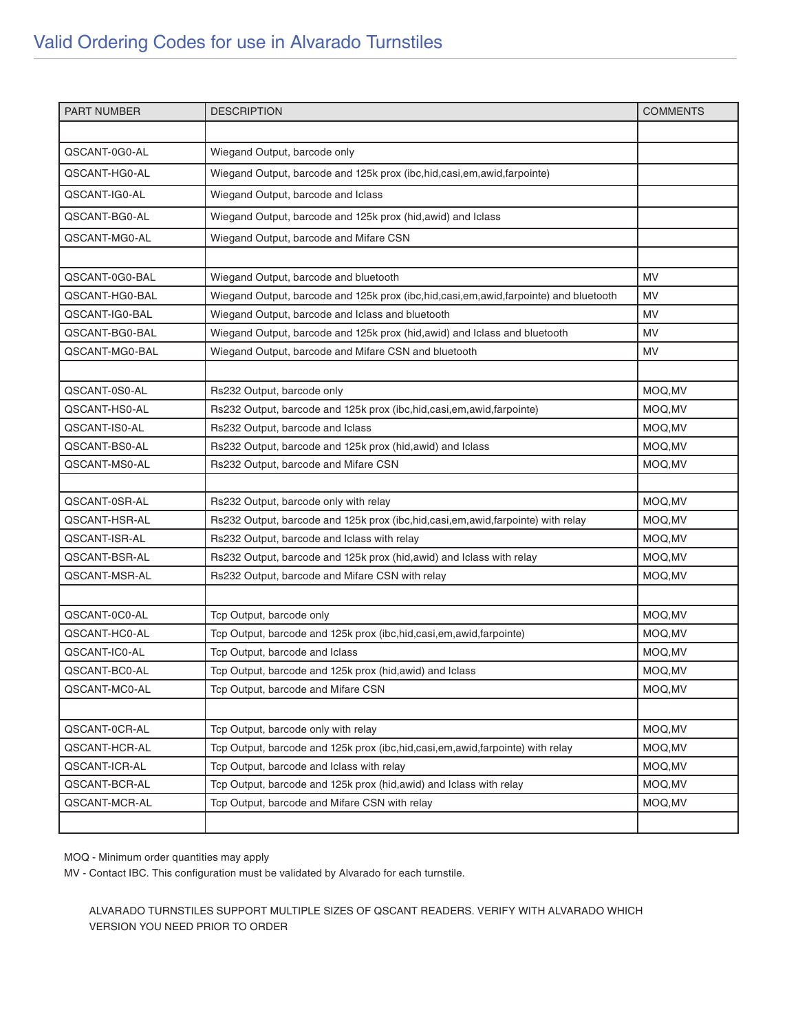# Valid Ordering Codes for use in Alvarado Turnstiles

| PART NUMBER | DESCRIPTION | COMMENTS |
|---|---|---|
| | | |
| QSCANT-0G0-AL | Wiegand Output, barcode only | |
| QSCANT-HG0-AL | Wiegand Output, barcode and 125k prox (ibc,hid,casi,em,awid,farpointe) | |
| QSCANT-IG0-AL | Wiegand Output, barcode and Iclass | |
| QSCANT-BG0-AL | Wiegand Output, barcode and 125k prox (hid,awid) and Iclass | |
| QSCANT-MG0-AL | Wiegand Output, barcode and Mifare CSN | |
| | | |
| QSCANT-0G0-BAL | Wiegand Output, barcode and bluetooth | MV |
| QSCANT-HG0-BAL | Wiegand Output, barcode and 125k prox (ibc,hid,casi,em,awid,farpointe) and bluetooth | MV |
| QSCANT-IG0-BAL | Wiegand Output, barcode and Iclass and bluetooth | MV |
| QSCANT-BG0-BAL | Wiegand Output, barcode and 125k prox (hid,awid) and Iclass and bluetooth | MV |
| QSCANT-MG0-BAL | Wiegand Output, barcode and Mifare CSN and bluetooth | MV |
| | | |
| QSCANT-0S0-AL | Rs232 Output, barcode only | MOQ,MV |
| QSCANT-HS0-AL | Rs232 Output, barcode and 125k prox (ibc,hid,casi,em,awid,farpointe) | MOQ,MV |
| QSCANT-IS0-AL | Rs232 Output, barcode and Iclass | MOQ,MV |
| QSCANT-BS0-AL | Rs232 Output, barcode and 125k prox (hid,awid) and Iclass | MOQ,MV |
| QSCANT-MS0-AL | Rs232 Output, barcode and Mifare CSN | MOQ,MV |
| | | |
| QSCANT-0SR-AL | Rs232 Output, barcode only with relay | MOQ,MV |
| QSCANT-HSR-AL | Rs232 Output, barcode and 125k prox (ibc,hid,casi,em,awid,farpointe) with relay | MOQ,MV |
| QSCANT-ISR-AL | Rs232 Output, barcode and Iclass with relay | MOQ,MV |
| QSCANT-BSR-AL | Rs232 Output, barcode and 125k prox (hid,awid) and Iclass with relay | MOQ,MV |
| QSCANT-MSR-AL | Rs232 Output, barcode and Mifare CSN with relay | MOQ,MV |
| | | |
| QSCANT-0C0-AL | Tcp Output, barcode only | MOQ,MV |
| QSCANT-HC0-AL | Tcp Output, barcode and 125k prox (ibc,hid,casi,em,awid,farpointe) | MOQ,MV |
| QSCANT-IC0-AL | Tcp Output, barcode and Iclass | MOQ,MV |
| QSCANT-BC0-AL | Tcp Output, barcode and 125k prox (hid,awid) and Iclass | MOQ,MV |
| QSCANT-MC0-AL | Tcp Output, barcode and Mifare CSN | MOQ,MV |
| | | |
| QSCANT-0CR-AL | Tcp Output, barcode only with relay | MOQ,MV |
| QSCANT-HCR-AL | Tcp Output, barcode and 125k prox (ibc,hid,casi,em,awid,farpointe) with relay | MOQ,MV |
| QSCANT-ICR-AL | Tcp Output, barcode and Iclass with relay | MOQ,MV |
| QSCANT-BCR-AL | Tcp Output, barcode and 125k prox (hid,awid) and Iclass with relay | MOQ,MV |
| QSCANT-MCR-AL | Tcp Output, barcode and Mifare CSN with relay | MOQ,MV |
| | | |

MOQ - Minimum order quantities may apply

MV - Contact IBC. This configuration must be validated by Alvarado for each turnstile.

ALVARADO TURNSTILES SUPPORT MULTIPLE SIZES OF QSCANT READERS. VERIFY WITH ALVARADO WHICH VERSION YOU NEED PRIOR TO ORDER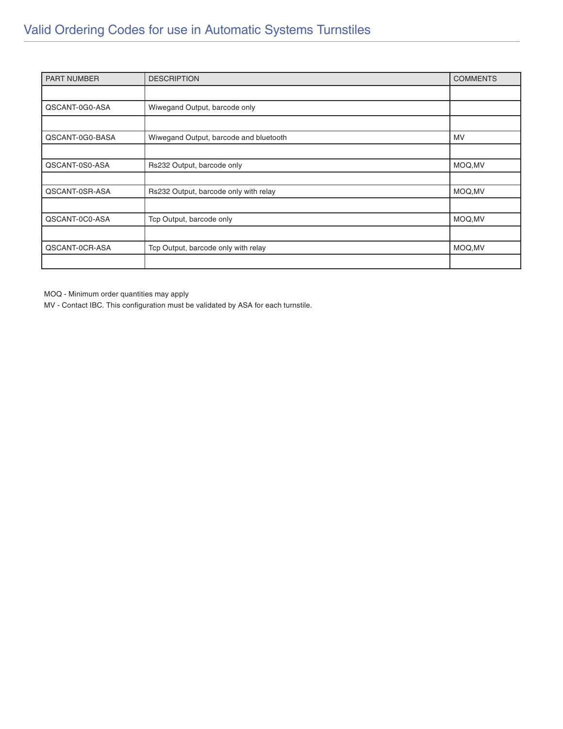# Valid Ordering Codes for use in Automatic Systems Turnstiles

| PART NUMBER | DESCRIPTION | COMMENTS |
|---|---|---|
| | | |
| QSCANT-0G0-ASA | Wiwegand Output, barcode only | |
| | | |
| QSCANT-0G0-BASA | Wiwegand Output, barcode and bluetooth | MV |
| | | |
| QSCANT-0S0-ASA | Rs232 Output, barcode only | MOQ,MV |
| | | |
| QSCANT-0SR-ASA | Rs232 Output, barcode only with relay | MOQ,MV |
| | | |
| QSCANT-0C0-ASA | Tcp Output, barcode only | MOQ,MV |
| | | |
| QSCANT-0CR-ASA | Tcp Output, barcode only with relay | MOQ,MV |
| | | |

MOQ - Minimum order quantities may apply

MV - Contact IBC. This configuration must be validated by ASA for each turnstile.